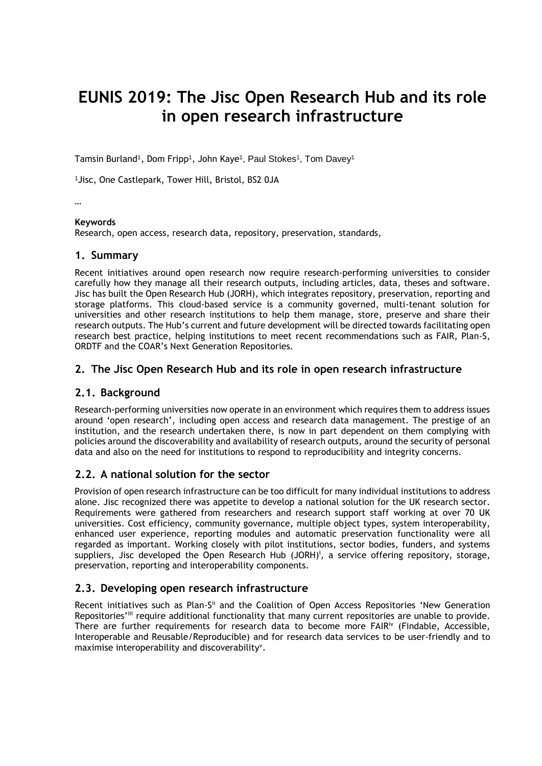# EUNIS 2019: The Jisc Open Research Hub and its role in open research infrastructure

Tamsin Burland[1], Dom Fripp[1], John Kaye[1], Paul Stokes[1], Tom Davey[1]

[1]Jisc, One Castlepark, Tower Hill, Bristol, BS2 0JA

…

**Keywords**

Research, open access, research data, repository, preservation, standards,

## 1. Summary

Recent initiatives around open research now require research-performing universities to consider carefully how they manage all their research outputs, including articles, data, theses and software. Jisc has built the Open Research Hub (JORH), which integrates repository, preservation, reporting and storage platforms. This cloud-based service is a community governed, multi-tenant solution for universities and other research institutions to help them manage, store, preserve and share their research outputs. The Hub's current and future development will be directed towards facilitating open research best practice, helping institutions to meet recent recommendations such as FAIR, Plan-S, ORDTF and the COAR's Next Generation Repositories.

## 2. The Jisc Open Research Hub and its role in open research infrastructure

## 2.1. Background

Research-performing universities now operate in an environment which requires them to address issues around 'open research', including open access and research data management. The prestige of an institution, and the research undertaken there, is now in part dependent on them complying with policies around the discoverability and availability of research outputs, around the security of personal data and also on the need for institutions to respond to reproducibility and integrity concerns.

## 2.2. A national solution for the sector

Provision of open research infrastructure can be too difficult for many individual institutions to address alone. Jisc recognized there was appetite to develop a national solution for the UK research sector. Requirements were gathered from researchers and research support staff working at over 70 UK universities. Cost efficiency, community governance, multiple object types, system interoperability, enhanced user experience, reporting modules and automatic preservation functionality were all regarded as important. Working closely with pilot institutions, sector bodies, funders, and systems suppliers, Jisc developed the Open Research Hub (JORH)[i], a service offering repository, storage, preservation, reporting and interoperability components.

## 2.3. Developing open research infrastructure

Recent initiatives such as Plan-S[ii] and the Coalition of Open Access Repositories 'New Generation Repositories'[iii] require additional functionality that many current repositories are unable to provide. There are further requirements for research data to become more FAIR[iv] (Findable, Accessible, Interoperable and Reusable/Reproducible) and for research data services to be user-friendly and to maximise interoperability and discoverability[v].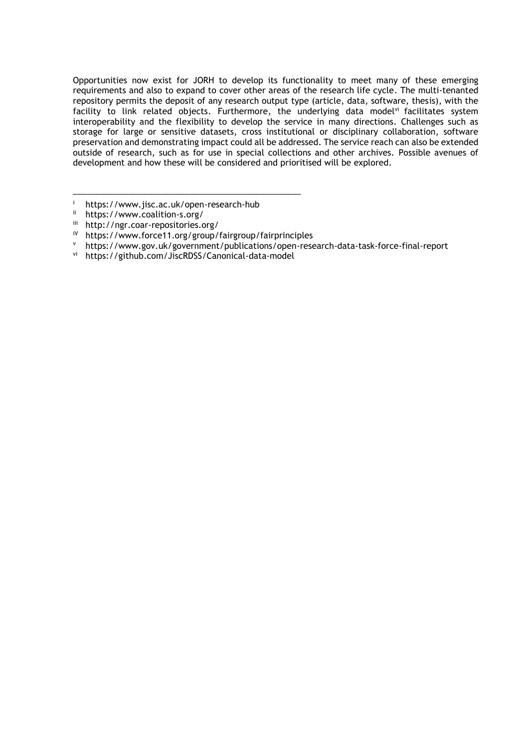Opportunities now exist for JORH to develop its functionality to meet many of these emerging requirements and also to expand to cover other areas of the research life cycle. The multi-tenanted repository permits the deposit of any research output type (article, data, software, thesis), with the facility to link related objects. Furthermore, the underlying data model[vi] facilitates system interoperability and the flexibility to develop the service in many directions. Challenges such as storage for large or sensitive datasets, cross institutional or disciplinary collaboration, software preservation and demonstrating impact could all be addressed. The service reach can also be extended outside of research, such as for use in special collections and other archives. Possible avenues of development and how these will be considered and prioritised will be explored.

---

[i] https://www.jisc.ac.uk/open-research-hub
[ii] https://www.coalition-s.org/
[iii] http://ngr.coar-repositories.org/
[iv] https://www.force11.org/group/fairgroup/fairprinciples
[v] https://www.gov.uk/government/publications/open-research-data-task-force-final-report
[vi] https://github.com/JiscRDSS/Canonical-data-model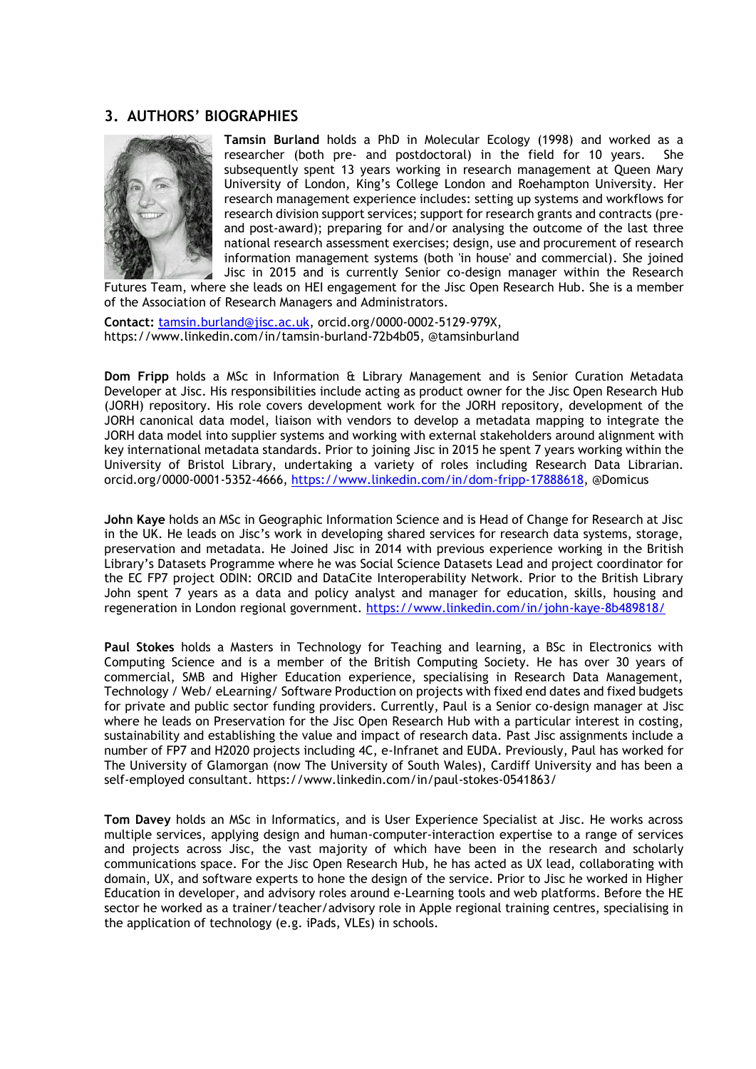## 3. AUTHORS' BIOGRAPHIES

**Tamsin Burland** holds a PhD in Molecular Ecology (1998) and worked as a researcher (both pre- and postdoctoral) in the field for 10 years. She subsequently spent 13 years working in research management at Queen Mary University of London, King's College London and Roehampton University. Her research management experience includes: setting up systems and workflows for research division support services; support for research grants and contracts (pre- and post-award); preparing for and/or analysing the outcome of the last three national research assessment exercises; design, use and procurement of research information management systems (both 'in house' and commercial). She joined Jisc in 2015 and is currently Senior co-design manager within the Research Futures Team, where she leads on HEI engagement for the Jisc Open Research Hub. She is a member of the Association of Research Managers and Administrators.

**Contact:** tamsin.burland@jisc.ac.uk, orcid.org/0000-0002-5129-979X, https://www.linkedin.com/in/tamsin-burland-72b4b05, @tamsinburland

**Dom Fripp** holds a MSc in Information & Library Management and is Senior Curation Metadata Developer at Jisc. His responsibilities include acting as product owner for the Jisc Open Research Hub (JORH) repository. His role covers development work for the JORH repository, development of the JORH canonical data model, liaison with vendors to develop a metadata mapping to integrate the JORH data model into supplier systems and working with external stakeholders around alignment with key international metadata standards. Prior to joining Jisc in 2015 he spent 7 years working within the University of Bristol Library, undertaking a variety of roles including Research Data Librarian. orcid.org/0000-0001-5352-4666, https://www.linkedin.com/in/dom-fripp-17888618, @Domicus

**John Kaye** holds an MSc in Geographic Information Science and is Head of Change for Research at Jisc in the UK. He leads on Jisc's work in developing shared services for research data systems, storage, preservation and metadata. He Joined Jisc in 2014 with previous experience working in the British Library's Datasets Programme where he was Social Science Datasets Lead and project coordinator for the EC FP7 project ODIN: ORCID and DataCite Interoperability Network. Prior to the British Library John spent 7 years as a data and policy analyst and manager for education, skills, housing and regeneration in London regional government. https://www.linkedin.com/in/john-kaye-8b489818/

**Paul Stokes** holds a Masters in Technology for Teaching and learning, a BSc in Electronics with Computing Science and is a member of the British Computing Society. He has over 30 years of commercial, SMB and Higher Education experience, specialising in Research Data Management, Technology / Web/ eLearning/ Software Production on projects with fixed end dates and fixed budgets for private and public sector funding providers. Currently, Paul is a Senior co-design manager at Jisc where he leads on Preservation for the Jisc Open Research Hub with a particular interest in costing, sustainability and establishing the value and impact of research data. Past Jisc assignments include a number of FP7 and H2020 projects including 4C, e-Infranet and EUDA. Previously, Paul has worked for The University of Glamorgan (now The University of South Wales), Cardiff University and has been a self-employed consultant. https://www.linkedin.com/in/paul-stokes-0541863/

**Tom Davey** holds an MSc in Informatics, and is User Experience Specialist at Jisc. He works across multiple services, applying design and human-computer-interaction expertise to a range of services and projects across Jisc, the vast majority of which have been in the research and scholarly communications space. For the Jisc Open Research Hub, he has acted as UX lead, collaborating with domain, UX, and software experts to hone the design of the service. Prior to Jisc he worked in Higher Education in developer, and advisory roles around e-Learning tools and web platforms. Before the HE sector he worked as a trainer/teacher/advisory role in Apple regional training centres, specialising in the application of technology (e.g. iPads, VLEs) in schools.